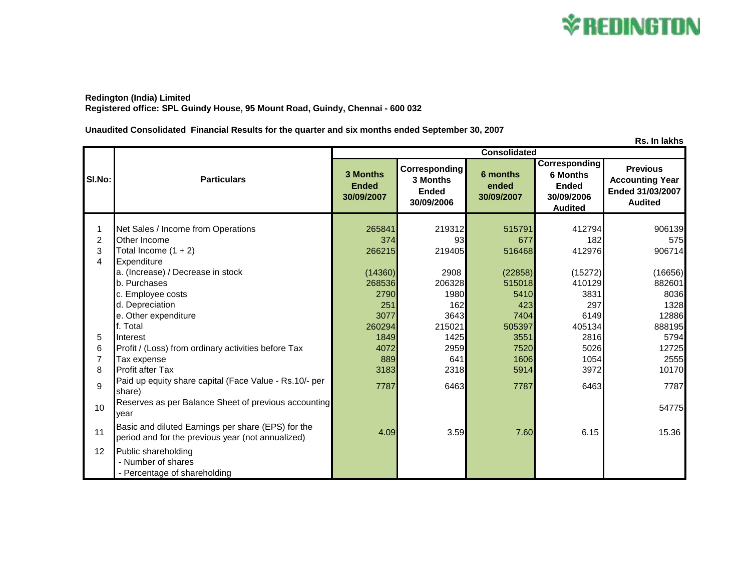**Redington (India) Limited**
**Registered office: SPL Guindy House, 95 Mount Road, Guindy, Chennai - 600 032**

**Unaudited Consolidated Financial Results for the quarter and six months ended September 30, 2007**

**Rs. In lakhs**

| Sl.No: | Particulars | Consolidated | | | | |
|---|---|---|---|---|---|---|
| | | 3 Months Ended 30/09/2007 | Corresponding 3 Months Ended 30/09/2006 | 6 months ended 30/09/2007 | Corresponding 6 Months Ended 30/09/2006 Audited | Previous Accounting Year Ended 31/03/2007 Audited |
| 1 | Net Sales / Income from Operations | 265841 | 219312 | 515791 | 412794 | 906139 |
| 2 | Other Income | 374 | 93 | 677 | 182 | 575 |
| 3 | Total Income (1 + 2) | 266215 | 219405 | 516468 | 412976 | 906714 |
| 4 | Expenditure | | | | | |
| | a. (Increase) / Decrease in stock | (14360) | 2908 | (22858) | (15272) | (16656) |
| | b. Purchases | 268536 | 206328 | 515018 | 410129 | 882601 |
| | c. Employee costs | 2790 | 1980 | 5410 | 3831 | 8036 |
| | d. Depreciation | 251 | 162 | 423 | 297 | 1328 |
| | e. Other expenditure | 3077 | 3643 | 7404 | 6149 | 12886 |
| | f. Total | 260294 | 215021 | 505397 | 405134 | 888195 |
| 5 | Interest | 1849 | 1425 | 3551 | 2816 | 5794 |
| 6 | Profit / (Loss) from ordinary activities before Tax | 4072 | 2959 | 7520 | 5026 | 12725 |
| 7 | Tax expense | 889 | 641 | 1606 | 1054 | 2555 |
| 8 | Profit after Tax | 3183 | 2318 | 5914 | 3972 | 10170 |
| 9 | Paid up equity share capital (Face Value - Rs.10/- per share) | 7787 | 6463 | 7787 | 6463 | 7787 |
| 10 | Reserves as per Balance Sheet of previous accounting year | | | | | 54775 |
| 11 | Basic and diluted Earnings per share (EPS) for the period and for the previous year (not annualized) | 4.09 | 3.59 | 7.60 | 6.15 | 15.36 |
| 12 | Public shareholding | | | | | |
| | - Number of shares | | | | | |
| | - Percentage of shareholding | | | | | |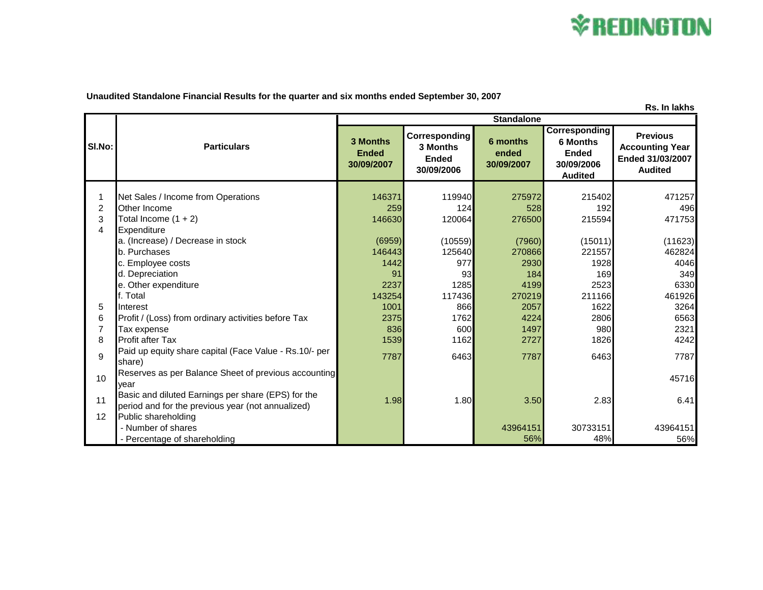**REDINGTON**

**Unaudited Standalone Financial Results for the quarter and six months ended September 30, 2007**

**Rs. In lakhs**

| Sl.No: | Particulars | Standalone | | | | |
|---|---|---|---|---|---|---|
| | | **3 Months Ended 30/09/2007** | **Corresponding 3 Months Ended 30/09/2006** | **6 months ended 30/09/2007** | **Corresponding 6 Months Ended 30/09/2006 Audited** | **Previous Accounting Year Ended 31/03/2007 Audited** |
| 1 | Net Sales / Income from Operations | 146371 | 119940 | 275972 | 215402 | 471257 |
| 2 | Other Income | 259 | 124 | 528 | 192 | 496 |
| 3 | Total Income (1 + 2) | 146630 | 120064 | 276500 | 215594 | 471753 |
| 4 | Expenditure | | | | | |
| | a. (Increase) / Decrease in stock | (6959) | (10559) | (7960) | (15011) | (11623) |
| | b. Purchases | 146443 | 125640 | 270866 | 221557 | 462824 |
| | c. Employee costs | 1442 | 977 | 2930 | 1928 | 4046 |
| | d. Depreciation | 91 | 93 | 184 | 169 | 349 |
| | e. Other expenditure | 2237 | 1285 | 4199 | 2523 | 6330 |
| | f. Total | 143254 | 117436 | 270219 | 211166 | 461926 |
| 5 | Interest | 1001 | 866 | 2057 | 1622 | 3264 |
| 6 | Profit / (Loss) from ordinary activities before Tax | 2375 | 1762 | 4224 | 2806 | 6563 |
| 7 | Tax expense | 836 | 600 | 1497 | 980 | 2321 |
| 8 | Profit after Tax | 1539 | 1162 | 2727 | 1826 | 4242 |
| 9 | Paid up equity share capital (Face Value - Rs.10/- per share) | 7787 | 6463 | 7787 | 6463 | 7787 |
| 10 | Reserves as per Balance Sheet of previous accounting year | | | | | 45716 |
| 11 | Basic and diluted Earnings per share (EPS) for the period and for the previous year (not annualized) | 1.98 | 1.80 | 3.50 | 2.83 | 6.41 |
| 12 | Public shareholding | | | | | |
| | - Number of shares | | | 43964151 | 30733151 | 43964151 |
| | - Percentage of shareholding | | | 56% | 48% | 56% |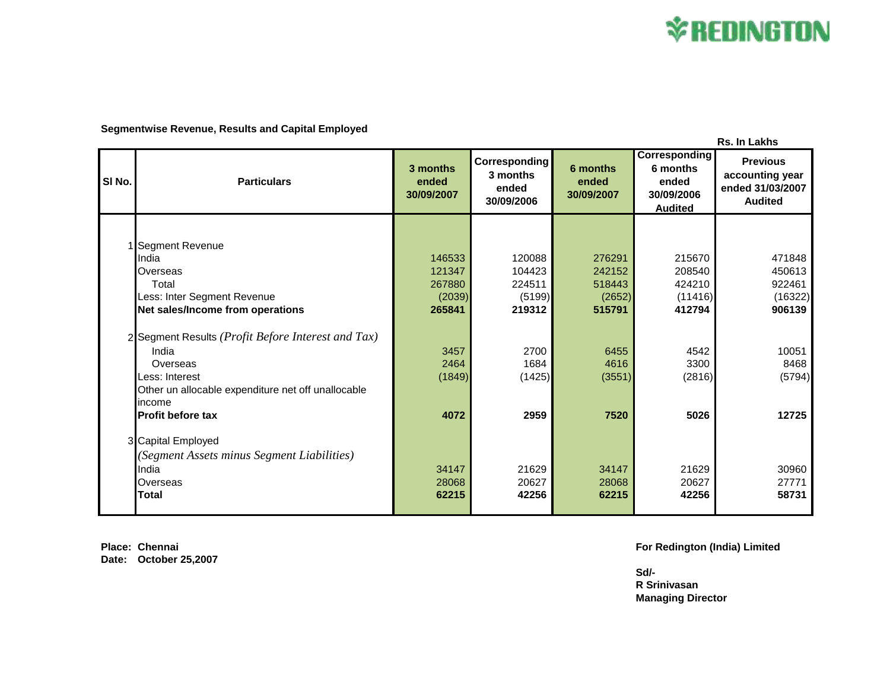REDINGTON

**Segmentwise Revenue, Results and Capital Employed**

**Rs. In Lakhs**

| Sl No. | Particulars | 3 months ended 30/09/2007 | Corresponding 3 months ended 30/09/2006 | 6 months ended 30/09/2007 | Corresponding 6 months ended 30/09/2006 Audited | Previous accounting year ended 31/03/2007 Audited |
|---|---|---|---|---|---|---|
| 1 | Segment Revenue | | | | | |
| | India | 146533 | 120088 | 276291 | 215670 | 471848 |
| | Overseas | 121347 | 104423 | 242152 | 208540 | 450613 |
| | Total | 267880 | 224511 | 518443 | 424210 | 922461 |
| | Less: Inter Segment Revenue | (2039) | (5199) | (2652) | (11416) | (16322) |
| | **Net sales/Income from operations** | **265841** | **219312** | **515791** | **412794** | **906139** |
| 2 | Segment Results *(Profit Before Interest and Tax)* | | | | | |
| | India | 3457 | 2700 | 6455 | 4542 | 10051 |
| | Overseas | 2464 | 1684 | 4616 | 3300 | 8468 |
| | Less: Interest | (1849) | (1425) | (3551) | (2816) | (5794) |
| | Other un allocable expenditure net off unallocable income | | | | | |
| | **Profit before tax** | **4072** | **2959** | **7520** | **5026** | **12725** |
| 3 | Capital Employed *(Segment Assets minus Segment Liabilities)* | | | | | |
| | India | 34147 | 21629 | 34147 | 21629 | 30960 |
| | Overseas | 28068 | 20627 | 28068 | 20627 | 27771 |
| | **Total** | **62215** | **42256** | **62215** | **42256** | **58731** |

**Place: Chennai**
**Date: October 25,2007**

**For Redington (India) Limited**

**Sd/-**
**R Srinivasan**
**Managing Director**